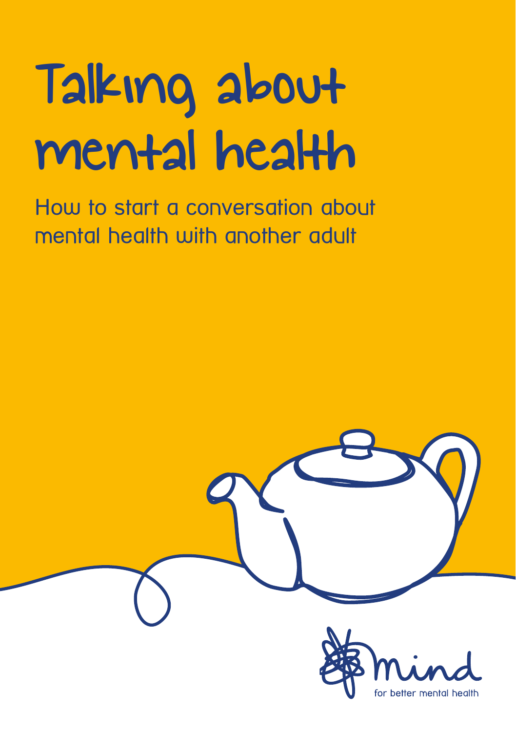# Talking about mental health

How to start a conversation about mental health with another adult

mind

for better mental health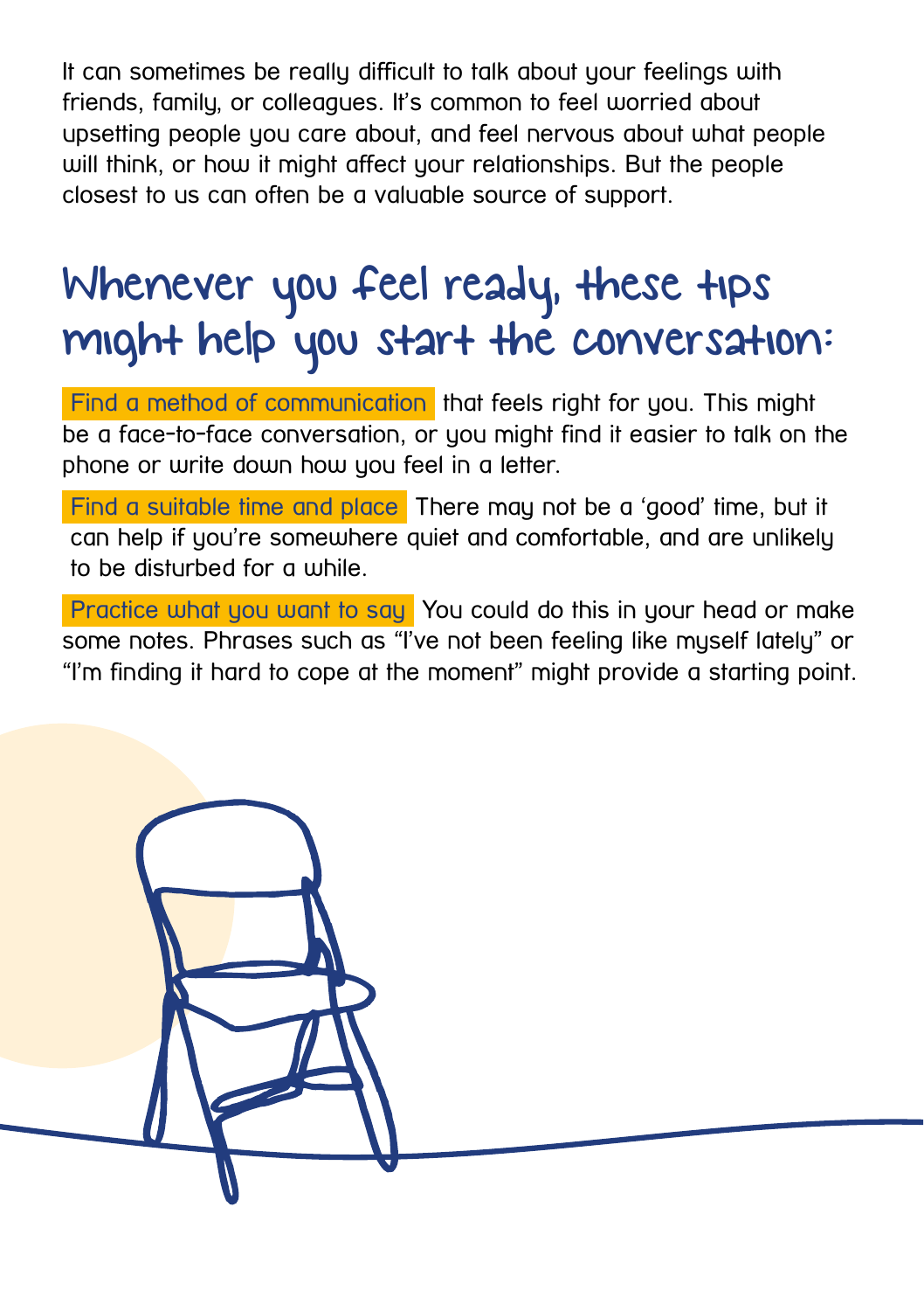It can sometimes be really difficult to talk about your feelings with friends, family, or colleagues. It's common to feel worried about upsetting people you care about, and feel nervous about what people will think, or how it might affect your relationships. But the people closest to us can often be a valuable source of support.

## Whenever you feel ready, these tips might help you start the conversation:

**Find a method of communication** that feels right for you. This might be a face-to-face conversation, or you might find it easier to talk on the phone or write down how you feel in a letter.

**Find a suitable time and place** There may not be a 'good' time, but it can help if you're somewhere quiet and comfortable, and are unlikely to be disturbed for a while.

**Practice what you want to say** You could do this in your head or make some notes. Phrases such as "I've not been feeling like myself lately" or "I'm finding it hard to cope at the moment" might provide a starting point.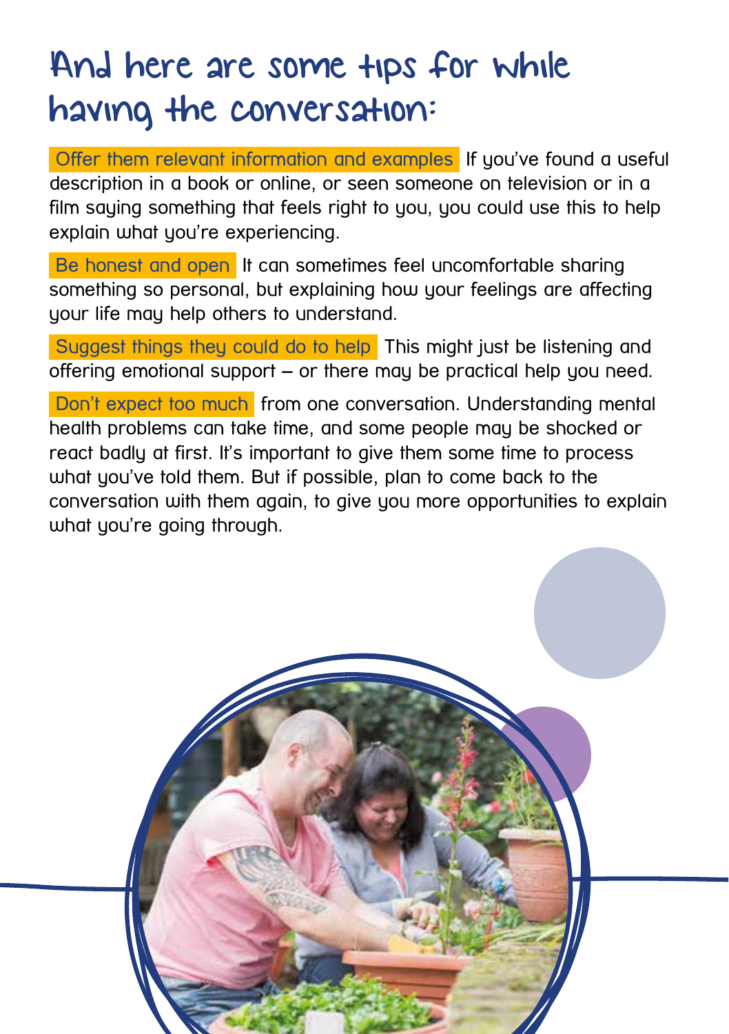# And here are some tips for while having the conversation:

**Offer them relevant information and examples** If you've found a useful description in a book or online, or seen someone on television or in a film saying something that feels right to you, you could use this to help explain what you're experiencing.

**Be honest and open** It can sometimes feel uncomfortable sharing something so personal, but explaining how your feelings are affecting your life may help others to understand.

**Suggest things they could do to help** This might just be listening and offering emotional support – or there may be practical help you need.

**Don't expect too much** from one conversation. Understanding mental health problems can take time, and some people may be shocked or react badly at first. It's important to give them some time to process what you've told them. But if possible, plan to come back to the conversation with them again, to give you more opportunities to explain what you're going through.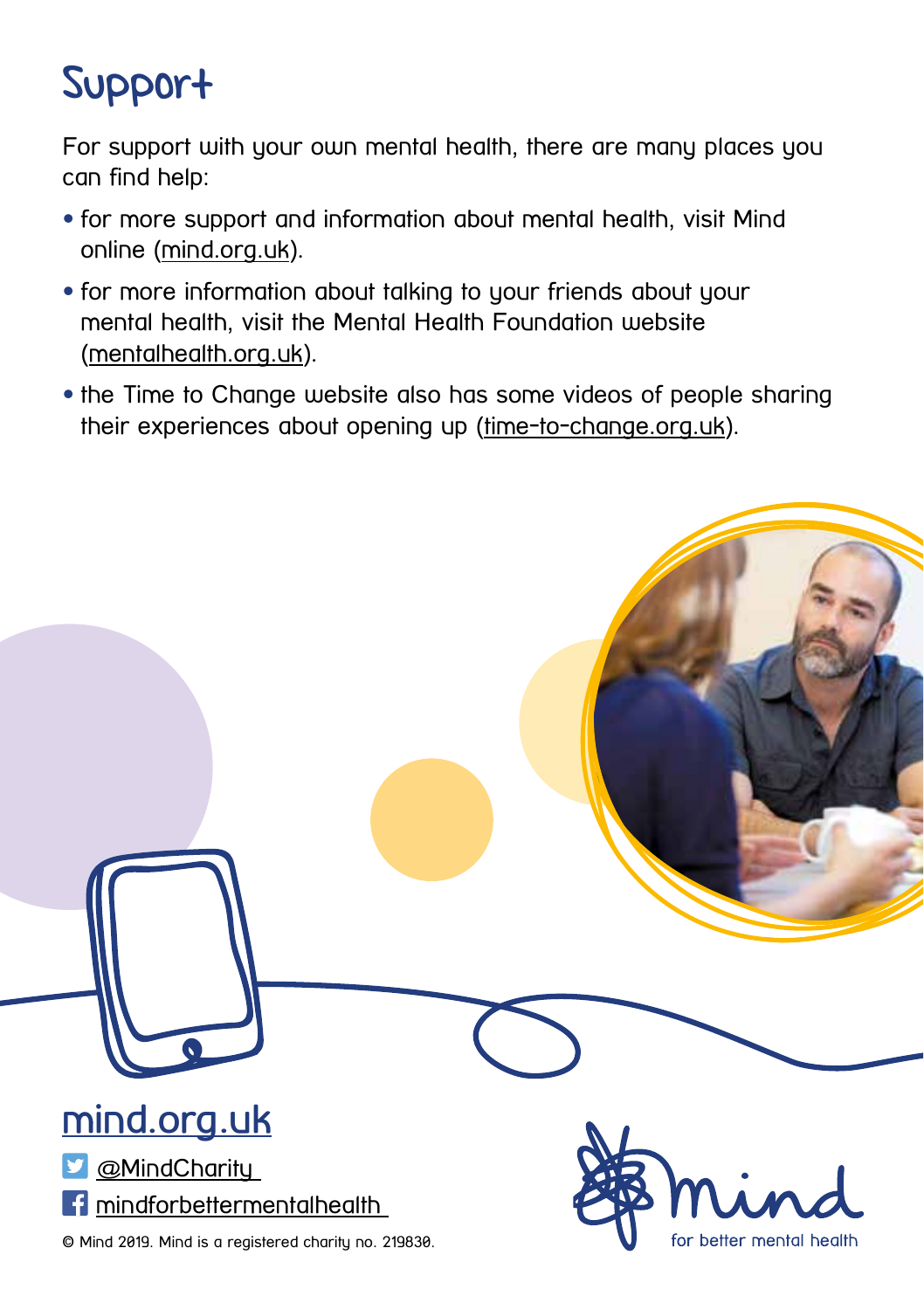# Support

For support with your own mental health, there are many places you can find help:

- for more support and information about mental health, visit Mind online (mind.org.uk).
- for more information about talking to your friends about your mental health, visit the Mental Health Foundation website (mentalhealth.org.uk).
- the Time to Change website also has some videos of people sharing their experiences about opening up (time-to-change.org.uk).

mind.org.uk

@MindCharity

mindforbettermentalhealth

© Mind 2019. Mind is a registered charity no. 219830.

Mind
for better mental health